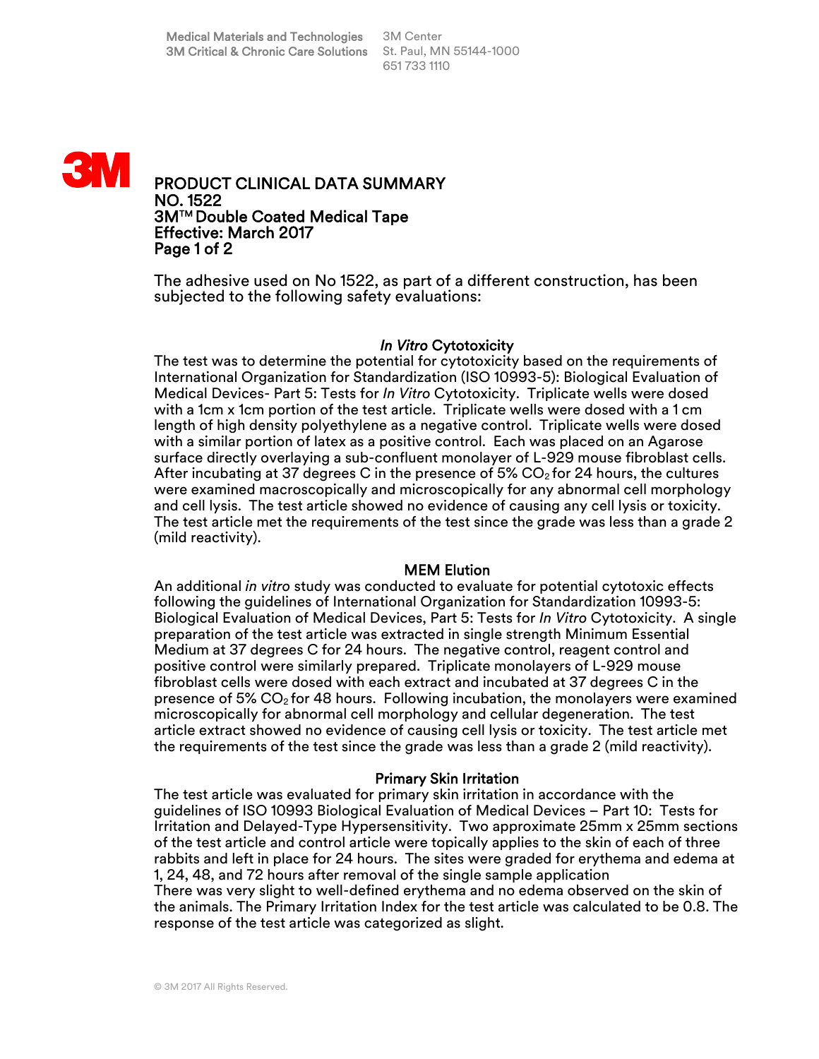Medical Materials and Technologies
3M Critical & Chronic Care Solutions

3M Center
St. Paul, MN 55144-1000
651 733 1110

3M

# PRODUCT CLINICAL DATA SUMMARY
# NO. 1522
# 3M™ Double Coated Medical Tape
# Effective: March 2017

The adhesive used on No 1522, as part of a different construction, has been subjected to the following safety evaluations:

### *In Vitro* Cytotoxicity

The test was to determine the potential for cytotoxicity based on the requirements of International Organization for Standardization (ISO 10993-5): Biological Evaluation of Medical Devices- Part 5: Tests for *In Vitro* Cytotoxicity. Triplicate wells were dosed with a 1cm x 1cm portion of the test article. Triplicate wells were dosed with a 1 cm length of high density polyethylene as a negative control. Triplicate wells were dosed with a similar portion of latex as a positive control. Each was placed on an Agarose surface directly overlaying a sub-confluent monolayer of L-929 mouse fibroblast cells. After incubating at 37 degrees C in the presence of 5% $CO_2$ for 24 hours, the cultures were examined macroscopically and microscopically for any abnormal cell morphology and cell lysis. The test article showed no evidence of causing any cell lysis or toxicity. The test article met the requirements of the test since the grade was less than a grade 2 (mild reactivity).

### MEM Elution

An additional *in vitro* study was conducted to evaluate for potential cytotoxic effects following the guidelines of International Organization for Standardization 10993-5: Biological Evaluation of Medical Devices, Part 5: Tests for *In Vitro* Cytotoxicity. A single preparation of the test article was extracted in single strength Minimum Essential Medium at 37 degrees C for 24 hours. The negative control, reagent control and positive control were similarly prepared. Triplicate monolayers of L-929 mouse fibroblast cells were dosed with each extract and incubated at 37 degrees C in the presence of 5% $CO_2$ for 48 hours. Following incubation, the monolayers were examined microscopically for abnormal cell morphology and cellular degeneration. The test article extract showed no evidence of causing cell lysis or toxicity. The test article met the requirements of the test since the grade was less than a grade 2 (mild reactivity).

### Primary Skin Irritation

The test article was evaluated for primary skin irritation in accordance with the guidelines of ISO 10993 Biological Evaluation of Medical Devices – Part 10: Tests for Irritation and Delayed-Type Hypersensitivity. Two approximate 25mm x 25mm sections of the test article and control article were topically applies to the skin of each of three rabbits and left in place for 24 hours. The sites were graded for erythema and edema at 1, 24, 48, and 72 hours after removal of the single sample application
There was very slight to well-defined erythema and no edema observed on the skin of the animals. The Primary Irritation Index for the test article was calculated to be 0.8. The response of the test article was categorized as slight.

© 3M 2017 All Rights Reserved.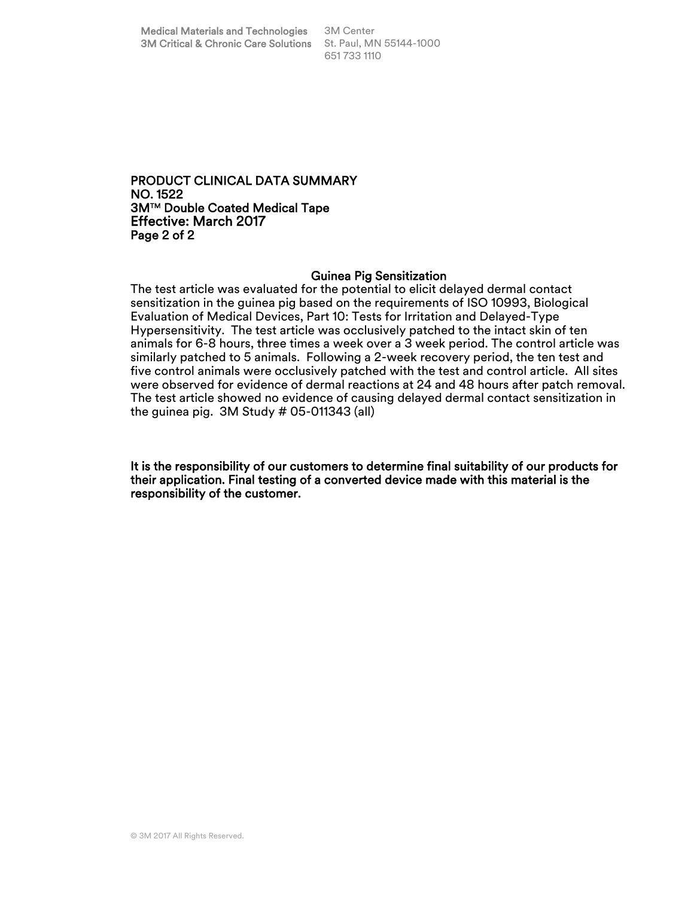PRODUCT CLINICAL DATA SUMMARY
NO. 1522
3M™ Double Coated Medical Tape
Effective: March 2017

## Guinea Pig Sensitization

The test article was evaluated for the potential to elicit delayed dermal contact sensitization in the guinea pig based on the requirements of ISO 10993, Biological Evaluation of Medical Devices, Part 10: Tests for Irritation and Delayed-Type Hypersensitivity. The test article was occlusively patched to the intact skin of ten animals for 6-8 hours, three times a week over a 3 week period. The control article was similarly patched to 5 animals. Following a 2-week recovery period, the ten test and five control animals were occlusively patched with the test and control article. All sites were observed for evidence of dermal reactions at 24 and 48 hours after patch removal. The test article showed no evidence of causing delayed dermal contact sensitization in the guinea pig. 3M Study # 05-011343 (all)

**It is the responsibility of our customers to determine final suitability of our products for their application. Final testing of a converted device made with this material is the responsibility of the customer.**